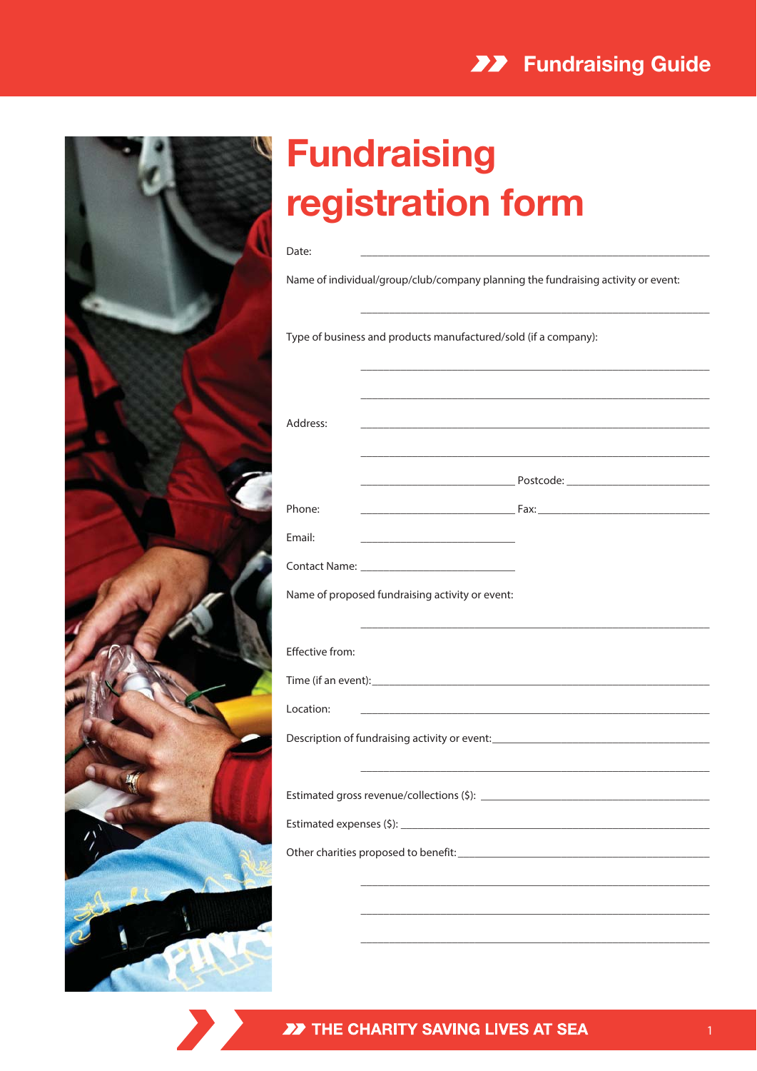# Fundraising registration form

Date: ______________________________

Name of individual/group/club/company planning the fundraising activity or event:

______________________________

Type of business and products manufactured/sold (if a company):

______________________________

______________________________

Address: ______________________________

______________________________

______________________________ Postcode: ______________

Phone: ______________ Fax: ______________

Email: ______________

Contact Name: ______________

Name of proposed fundraising activity or event:

______________________________

Effective from:

Time (if an event): ______________________________

Location: ______________________________

Description of fundraising activity or event: ______________________________

______________________________

Estimated gross revenue/collections ($): ______________________________

Estimated expenses ($): ______________________________

Other charities proposed to benefit: ______________________________

______________________________

______________________________

______________________________

THE CHARITY SAVING LIVES AT SEA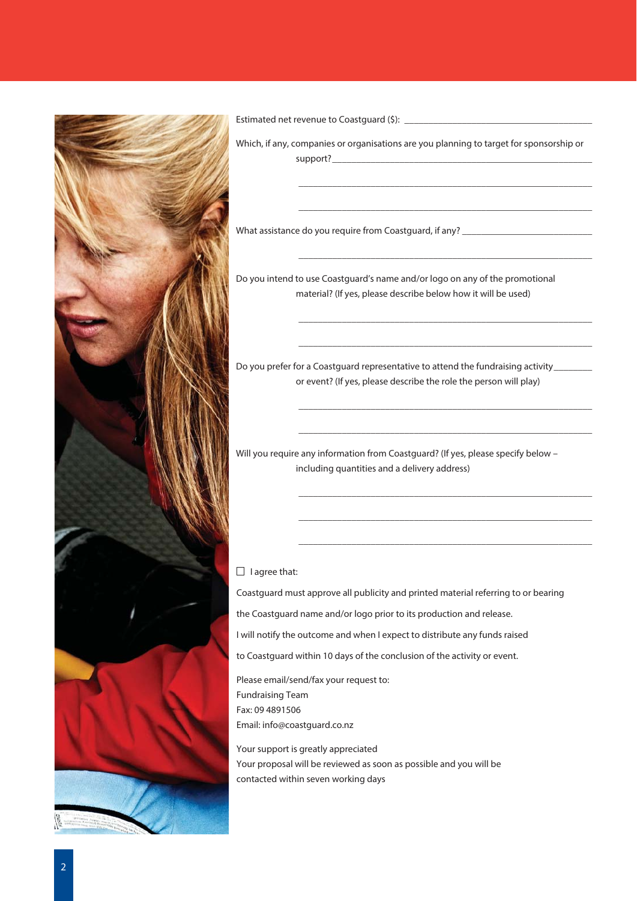Estimated net revenue to Coastguard ($): ______________________________

Which, if any, companies or organisations are you planning to target for sponsorship or support? ______________________________

______________________________

______________________________

What assistance do you require from Coastguard, if any? ______________________________

______________________________

Do you intend to use Coastguard's name and/or logo on any of the promotional material? (If yes, please describe below how it will be used)

______________________________

______________________________

Do you prefer for a Coastguard representative to attend the fundraising activity or event? (If yes, please describe the role the person will play) ________

______________________________

______________________________

Will you require any information from Coastguard? (If yes, please specify below – including quantities and a delivery address)

______________________________

______________________________

______________________________

☐ I agree that:

Coastguard must approve all publicity and printed material referring to or bearing the Coastguard name and/or logo prior to its production and release.

I will notify the outcome and when I expect to distribute any funds raised to Coastguard within 10 days of the conclusion of the activity or event.

Please email/send/fax your request to:
Fundraising Team
Fax: 09 4891506
Email: info@coastguard.co.nz

Your support is greatly appreciated
Your proposal will be reviewed as soon as possible and you will be contacted within seven working days